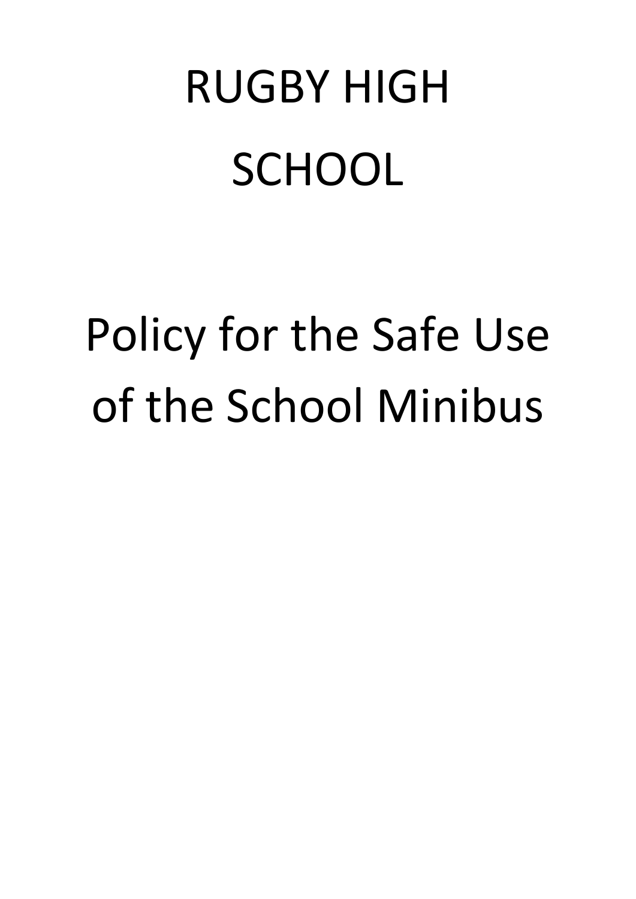# RUGBY HIGH SCHOOL

# Policy for the Safe Use of the School Minibus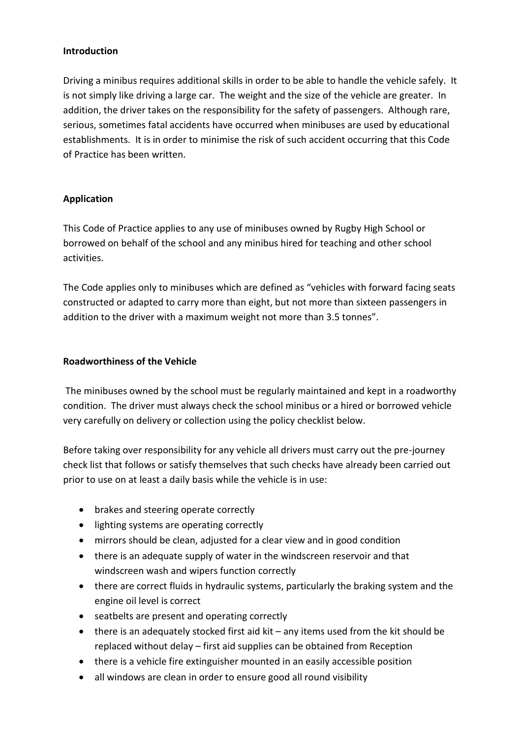**Introduction**

Driving a minibus requires additional skills in order to be able to handle the vehicle safely. It is not simply like driving a large car. The weight and the size of the vehicle are greater. In addition, the driver takes on the responsibility for the safety of passengers. Although rare, serious, sometimes fatal accidents have occurred when minibuses are used by educational establishments. It is in order to minimise the risk of such accident occurring that this Code of Practice has been written.

**Application**

This Code of Practice applies to any use of minibuses owned by Rugby High School or borrowed on behalf of the school and any minibus hired for teaching and other school activities.

The Code applies only to minibuses which are defined as "vehicles with forward facing seats constructed or adapted to carry more than eight, but not more than sixteen passengers in addition to the driver with a maximum weight not more than 3.5 tonnes".

**Roadworthiness of the Vehicle**

The minibuses owned by the school must be regularly maintained and kept in a roadworthy condition. The driver must always check the school minibus or a hired or borrowed vehicle very carefully on delivery or collection using the policy checklist below.

Before taking over responsibility for any vehicle all drivers must carry out the pre-journey check list that follows or satisfy themselves that such checks have already been carried out prior to use on at least a daily basis while the vehicle is in use:

- brakes and steering operate correctly
- lighting systems are operating correctly
- mirrors should be clean, adjusted for a clear view and in good condition
- there is an adequate supply of water in the windscreen reservoir and that windscreen wash and wipers function correctly
- there are correct fluids in hydraulic systems, particularly the braking system and the engine oil level is correct
- seatbelts are present and operating correctly
- there is an adequately stocked first aid kit – any items used from the kit should be replaced without delay – first aid supplies can be obtained from Reception
- there is a vehicle fire extinguisher mounted in an easily accessible position
- all windows are clean in order to ensure good all round visibility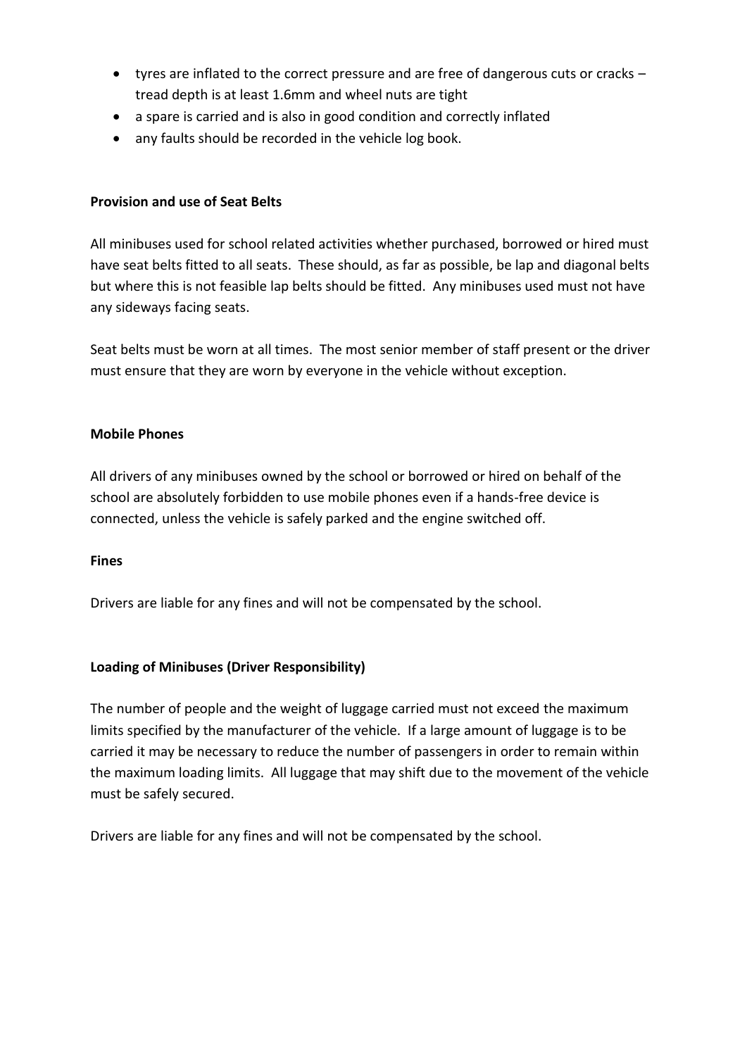- tyres are inflated to the correct pressure and are free of dangerous cuts or cracks – tread depth is at least 1.6mm and wheel nuts are tight
- a spare is carried and is also in good condition and correctly inflated
- any faults should be recorded in the vehicle log book.

**Provision and use of Seat Belts**

All minibuses used for school related activities whether purchased, borrowed or hired must have seat belts fitted to all seats. These should, as far as possible, be lap and diagonal belts but where this is not feasible lap belts should be fitted. Any minibuses used must not have any sideways facing seats.

Seat belts must be worn at all times. The most senior member of staff present or the driver must ensure that they are worn by everyone in the vehicle without exception.

**Mobile Phones**

All drivers of any minibuses owned by the school or borrowed or hired on behalf of the school are absolutely forbidden to use mobile phones even if a hands-free device is connected, unless the vehicle is safely parked and the engine switched off.

**Fines**

Drivers are liable for any fines and will not be compensated by the school.

**Loading of Minibuses (Driver Responsibility)**

The number of people and the weight of luggage carried must not exceed the maximum limits specified by the manufacturer of the vehicle. If a large amount of luggage is to be carried it may be necessary to reduce the number of passengers in order to remain within the maximum loading limits. All luggage that may shift due to the movement of the vehicle must be safely secured.

Drivers are liable for any fines and will not be compensated by the school.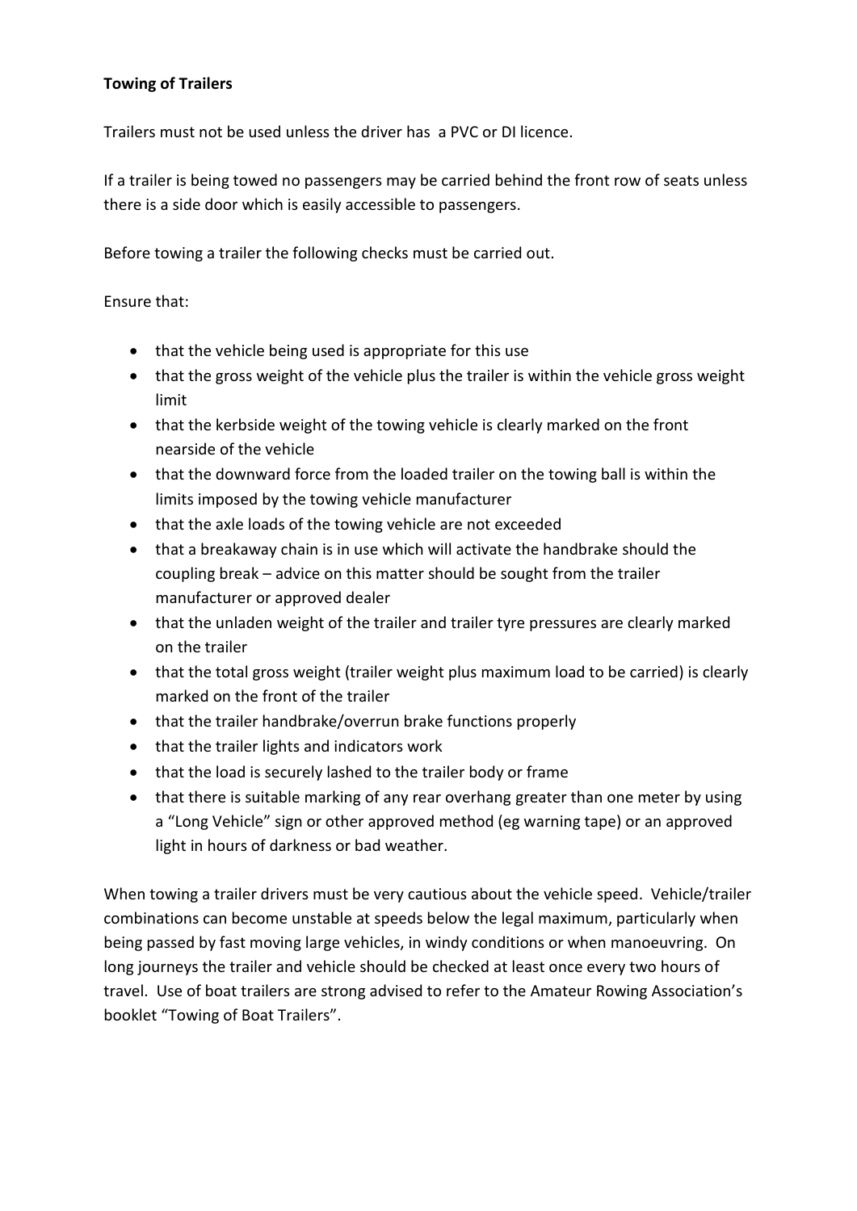**Towing of Trailers**

Trailers must not be used unless the driver has a PVC or DI licence.

If a trailer is being towed no passengers may be carried behind the front row of seats unless there is a side door which is easily accessible to passengers.

Before towing a trailer the following checks must be carried out.

Ensure that:

- that the vehicle being used is appropriate for this use
- that the gross weight of the vehicle plus the trailer is within the vehicle gross weight limit
- that the kerbside weight of the towing vehicle is clearly marked on the front nearside of the vehicle
- that the downward force from the loaded trailer on the towing ball is within the limits imposed by the towing vehicle manufacturer
- that the axle loads of the towing vehicle are not exceeded
- that a breakaway chain is in use which will activate the handbrake should the coupling break – advice on this matter should be sought from the trailer manufacturer or approved dealer
- that the unladen weight of the trailer and trailer tyre pressures are clearly marked on the trailer
- that the total gross weight (trailer weight plus maximum load to be carried) is clearly marked on the front of the trailer
- that the trailer handbrake/overrun brake functions properly
- that the trailer lights and indicators work
- that the load is securely lashed to the trailer body or frame
- that there is suitable marking of any rear overhang greater than one meter by using a "Long Vehicle" sign or other approved method (eg warning tape) or an approved light in hours of darkness or bad weather.

When towing a trailer drivers must be very cautious about the vehicle speed. Vehicle/trailer combinations can become unstable at speeds below the legal maximum, particularly when being passed by fast moving large vehicles, in windy conditions or when manoeuvring. On long journeys the trailer and vehicle should be checked at least once every two hours of travel. Use of boat trailers are strong advised to refer to the Amateur Rowing Association's booklet "Towing of Boat Trailers".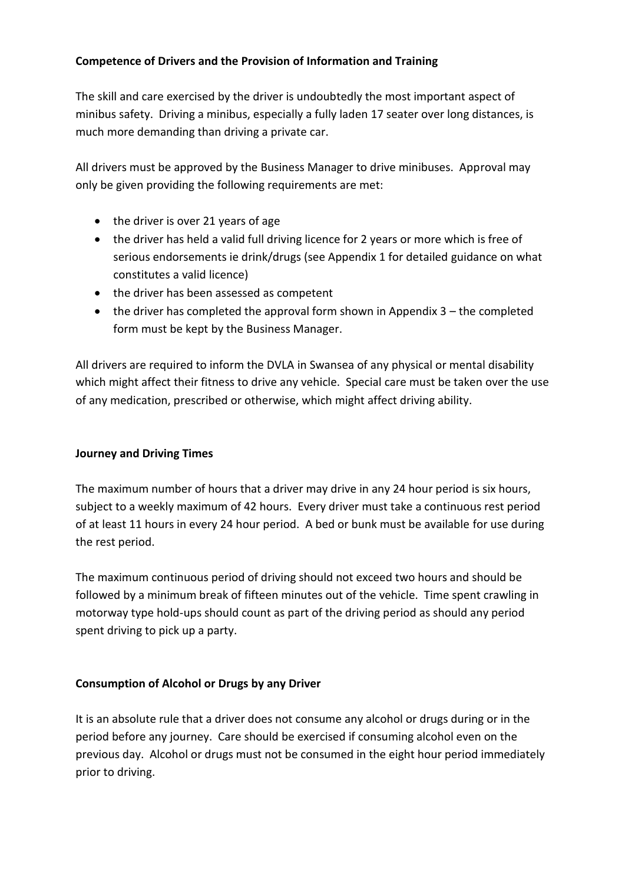**Competence of Drivers and the Provision of Information and Training**

The skill and care exercised by the driver is undoubtedly the most important aspect of minibus safety. Driving a minibus, especially a fully laden 17 seater over long distances, is much more demanding than driving a private car.

All drivers must be approved by the Business Manager to drive minibuses. Approval may only be given providing the following requirements are met:

- the driver is over 21 years of age
- the driver has held a valid full driving licence for 2 years or more which is free of serious endorsements ie drink/drugs (see Appendix 1 for detailed guidance on what constitutes a valid licence)
- the driver has been assessed as competent
- the driver has completed the approval form shown in Appendix 3 – the completed form must be kept by the Business Manager.

All drivers are required to inform the DVLA in Swansea of any physical or mental disability which might affect their fitness to drive any vehicle. Special care must be taken over the use of any medication, prescribed or otherwise, which might affect driving ability.

**Journey and Driving Times**

The maximum number of hours that a driver may drive in any 24 hour period is six hours, subject to a weekly maximum of 42 hours. Every driver must take a continuous rest period of at least 11 hours in every 24 hour period. A bed or bunk must be available for use during the rest period.

The maximum continuous period of driving should not exceed two hours and should be followed by a minimum break of fifteen minutes out of the vehicle. Time spent crawling in motorway type hold-ups should count as part of the driving period as should any period spent driving to pick up a party.

**Consumption of Alcohol or Drugs by any Driver**

It is an absolute rule that a driver does not consume any alcohol or drugs during or in the period before any journey. Care should be exercised if consuming alcohol even on the previous day. Alcohol or drugs must not be consumed in the eight hour period immediately prior to driving.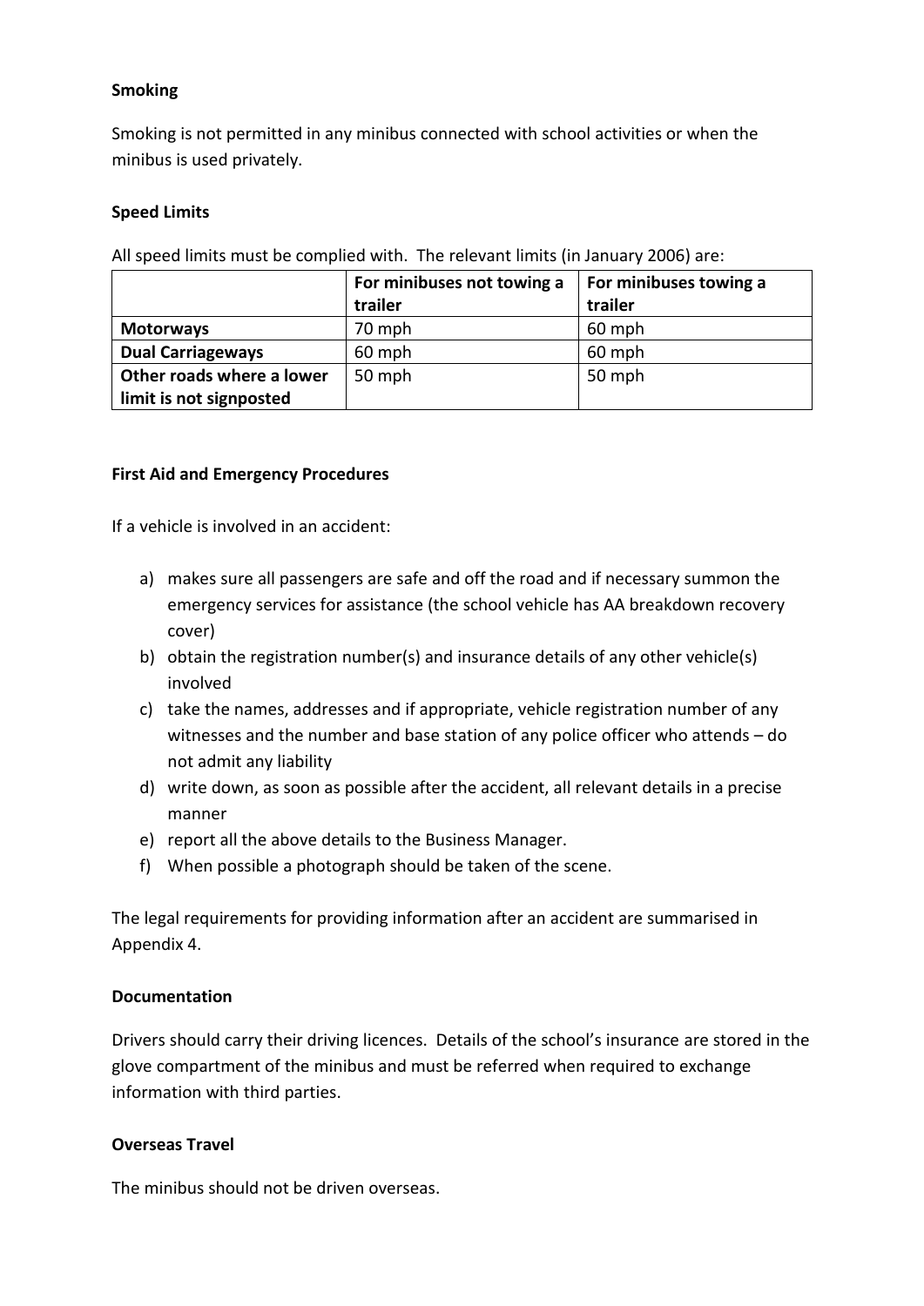**Smoking**

Smoking is not permitted in any minibus connected with school activities or when the minibus is used privately.

**Speed Limits**

All speed limits must be complied with. The relevant limits (in January 2006) are:

| | For minibuses not towing a trailer | For minibuses towing a trailer |
|---|---|---|
| **Motorways** | 70 mph | 60 mph |
| **Dual Carriageways** | 60 mph | 60 mph |
| **Other roads where a lower limit is not signposted** | 50 mph | 50 mph |

**First Aid and Emergency Procedures**

If a vehicle is involved in an accident:

a) makes sure all passengers are safe and off the road and if necessary summon the emergency services for assistance (the school vehicle has AA breakdown recovery cover)
b) obtain the registration number(s) and insurance details of any other vehicle(s) involved
c) take the names, addresses and if appropriate, vehicle registration number of any witnesses and the number and base station of any police officer who attends – do not admit any liability
d) write down, as soon as possible after the accident, all relevant details in a precise manner
e) report all the above details to the Business Manager.
f) When possible a photograph should be taken of the scene.

The legal requirements for providing information after an accident are summarised in Appendix 4.

**Documentation**

Drivers should carry their driving licences. Details of the school's insurance are stored in the glove compartment of the minibus and must be referred when required to exchange information with third parties.

**Overseas Travel**

The minibus should not be driven overseas.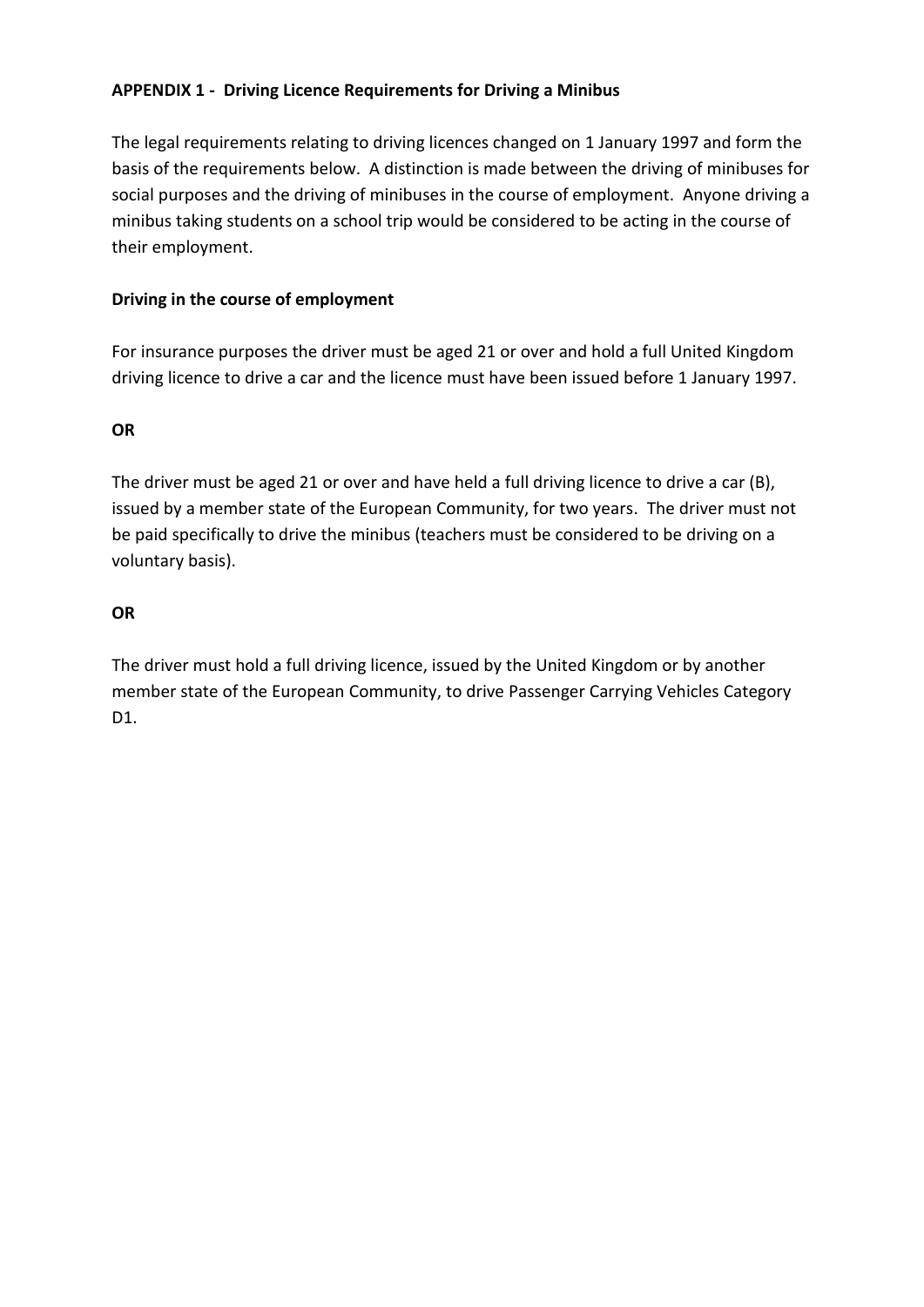**APPENDIX 1 - Driving Licence Requirements for Driving a Minibus**

The legal requirements relating to driving licences changed on 1 January 1997 and form the basis of the requirements below. A distinction is made between the driving of minibuses for social purposes and the driving of minibuses in the course of employment. Anyone driving a minibus taking students on a school trip would be considered to be acting in the course of their employment.

**Driving in the course of employment**

For insurance purposes the driver must be aged 21 or over and hold a full United Kingdom driving licence to drive a car and the licence must have been issued before 1 January 1997.

**OR**

The driver must be aged 21 or over and have held a full driving licence to drive a car (B), issued by a member state of the European Community, for two years. The driver must not be paid specifically to drive the minibus (teachers must be considered to be driving on a voluntary basis).

**OR**

The driver must hold a full driving licence, issued by the United Kingdom or by another member state of the European Community, to drive Passenger Carrying Vehicles Category D1.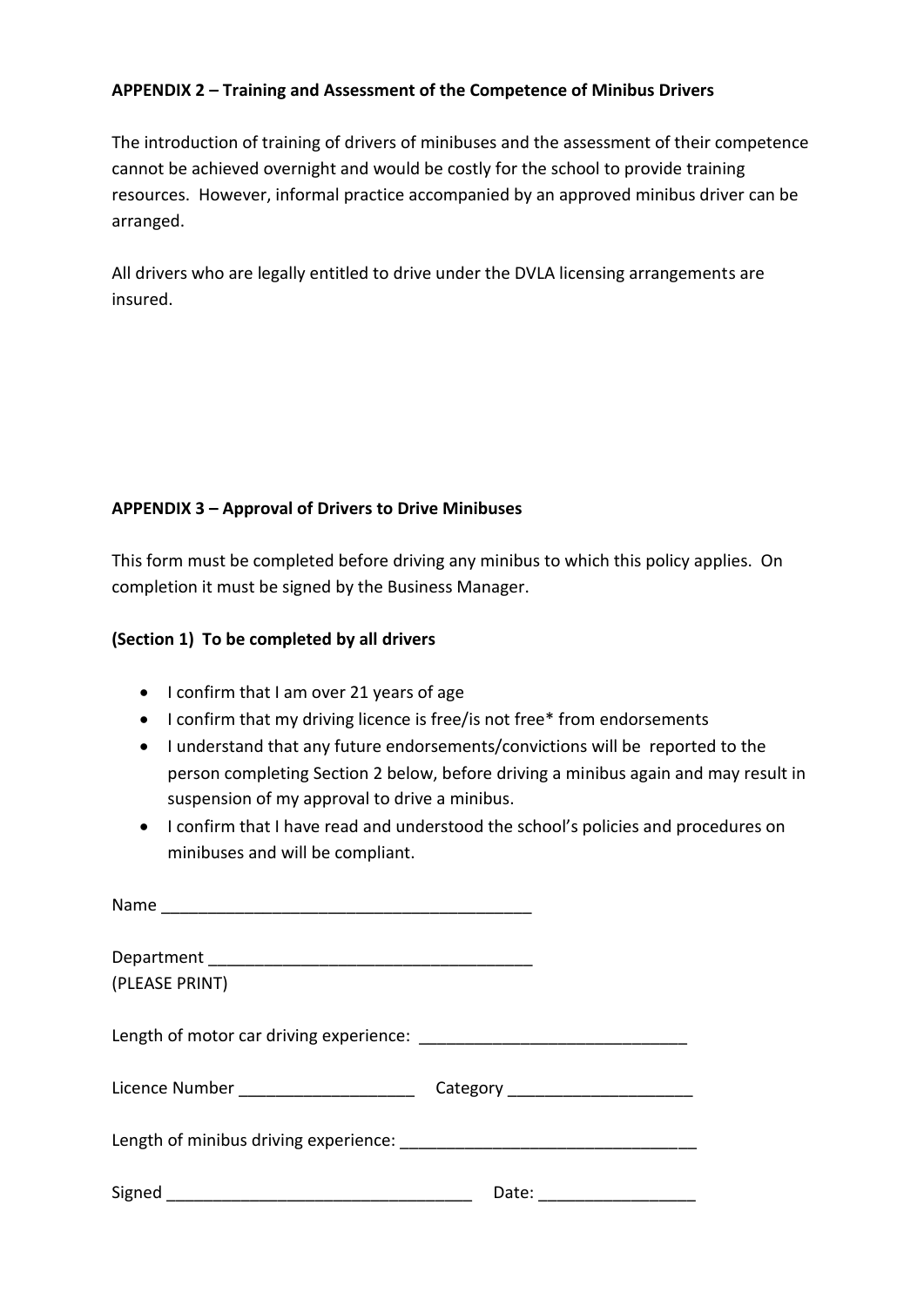**APPENDIX 2 – Training and Assessment of the Competence of Minibus Drivers**

The introduction of training of drivers of minibuses and the assessment of their competence cannot be achieved overnight and would be costly for the school to provide training resources. However, informal practice accompanied by an approved minibus driver can be arranged.

All drivers who are legally entitled to drive under the DVLA licensing arrangements are insured.

**APPENDIX 3 – Approval of Drivers to Drive Minibuses**

This form must be completed before driving any minibus to which this policy applies. On completion it must be signed by the Business Manager.

**(Section 1) To be completed by all drivers**

- I confirm that I am over 21 years of age
- I confirm that my driving licence is free/is not free* from endorsements
- I understand that any future endorsements/convictions will be reported to the person completing Section 2 below, before driving a minibus again and may result in suspension of my approval to drive a minibus.
- I confirm that I have read and understood the school's policies and procedures on minibuses and will be compliant.

Name ________________________________________

Department ___________________________________
(PLEASE PRINT)

Length of motor car driving experience: ____________________________

Licence Number __________________ Category ___________________

Length of minibus driving experience: _______________________________

Signed ________________________________ Date: ________________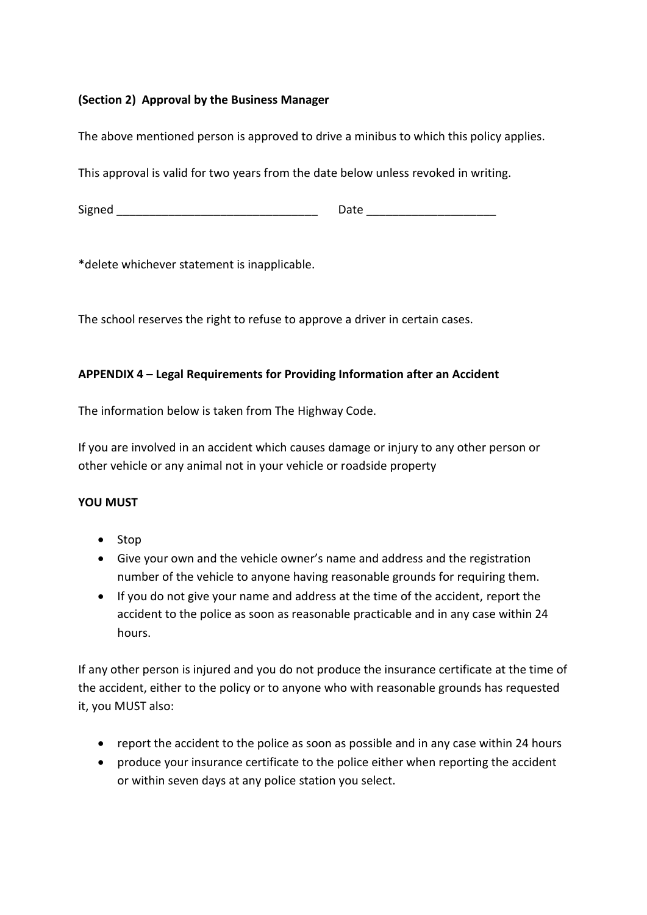**(Section 2) Approval by the Business Manager**

The above mentioned person is approved to drive a minibus to which this policy applies.

This approval is valid for two years from the date below unless revoked in writing.

Signed _______________________________ Date ____________________

*delete whichever statement is inapplicable.

The school reserves the right to refuse to approve a driver in certain cases.

**APPENDIX 4 – Legal Requirements for Providing Information after an Accident**

The information below is taken from The Highway Code.

If you are involved in an accident which causes damage or injury to any other person or other vehicle or any animal not in your vehicle or roadside property

**YOU MUST**

- Stop
- Give your own and the vehicle owner's name and address and the registration number of the vehicle to anyone having reasonable grounds for requiring them.
- If you do not give your name and address at the time of the accident, report the accident to the police as soon as reasonable practicable and in any case within 24 hours.

If any other person is injured and you do not produce the insurance certificate at the time of the accident, either to the policy or to anyone who with reasonable grounds has requested it, you MUST also:

- report the accident to the police as soon as possible and in any case within 24 hours
- produce your insurance certificate to the police either when reporting the accident or within seven days at any police station you select.